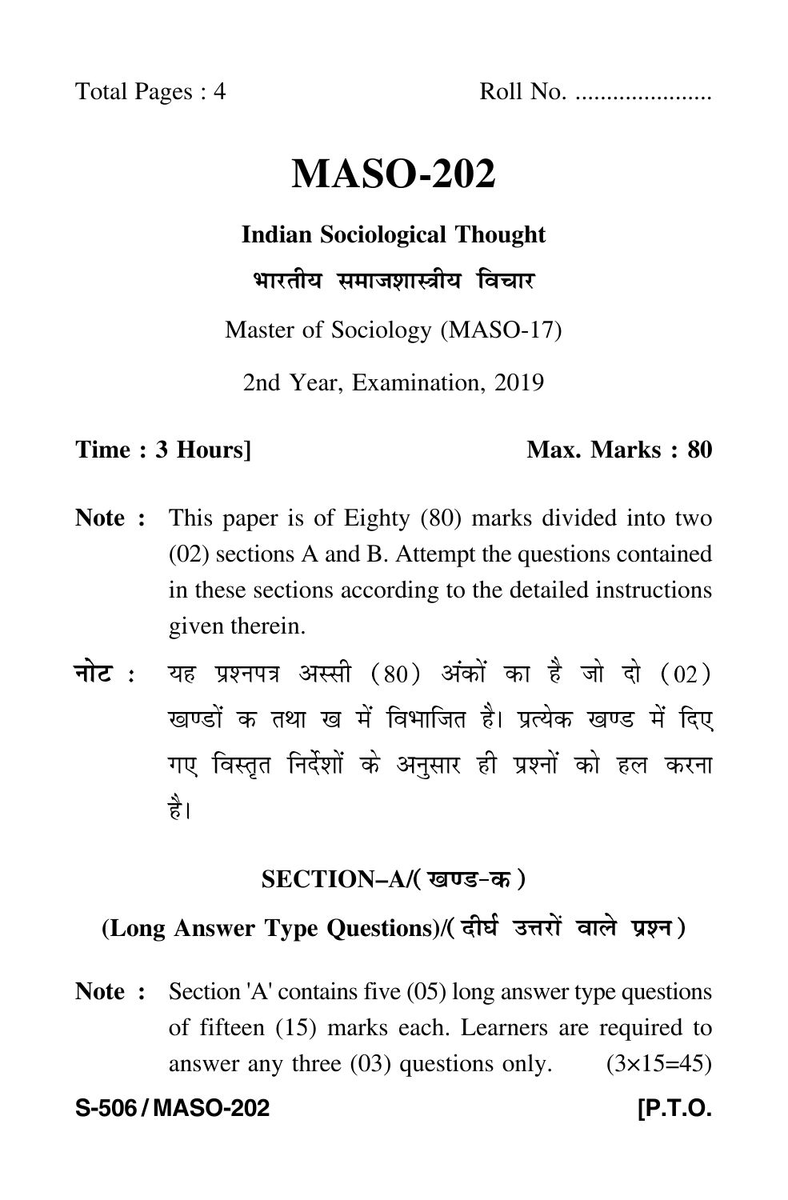Total Pages : 4 Roll No. .....................

# MASO-202

### Indian Sociological Thought

### भारतीय समाजशास्त्रीय विचार

Master of Sociology (MASO-17)

2nd Year, Examination, 2019

**Time : 3 Hours]** **Max. Marks : 80**

**Note :** This paper is of Eighty (80) marks divided into two (02) sections A and B. Attempt the questions contained in these sections according to the detailed instructions given therein.

**नोट :** यह प्रश्नपत्र अस्सी (80) अंकों का है जो दो (02) खण्डों क तथा ख में विभाजित है। प्रत्येक खण्ड में दिए गए विस्तृत निर्देशों के अनुसार ही प्रश्नों को हल करना है।

## SECTION–A/(खण्ड-क)

### (Long Answer Type Questions)/(दीर्घ उत्तरों वाले प्रश्न)

**Note :** Section 'A' contains five (05) long answer type questions of fifteen (15) marks each. Learners are required to answer any three (03) questions only. (3×15=45)

**S-506 / MASO-202** **[P.T.O.**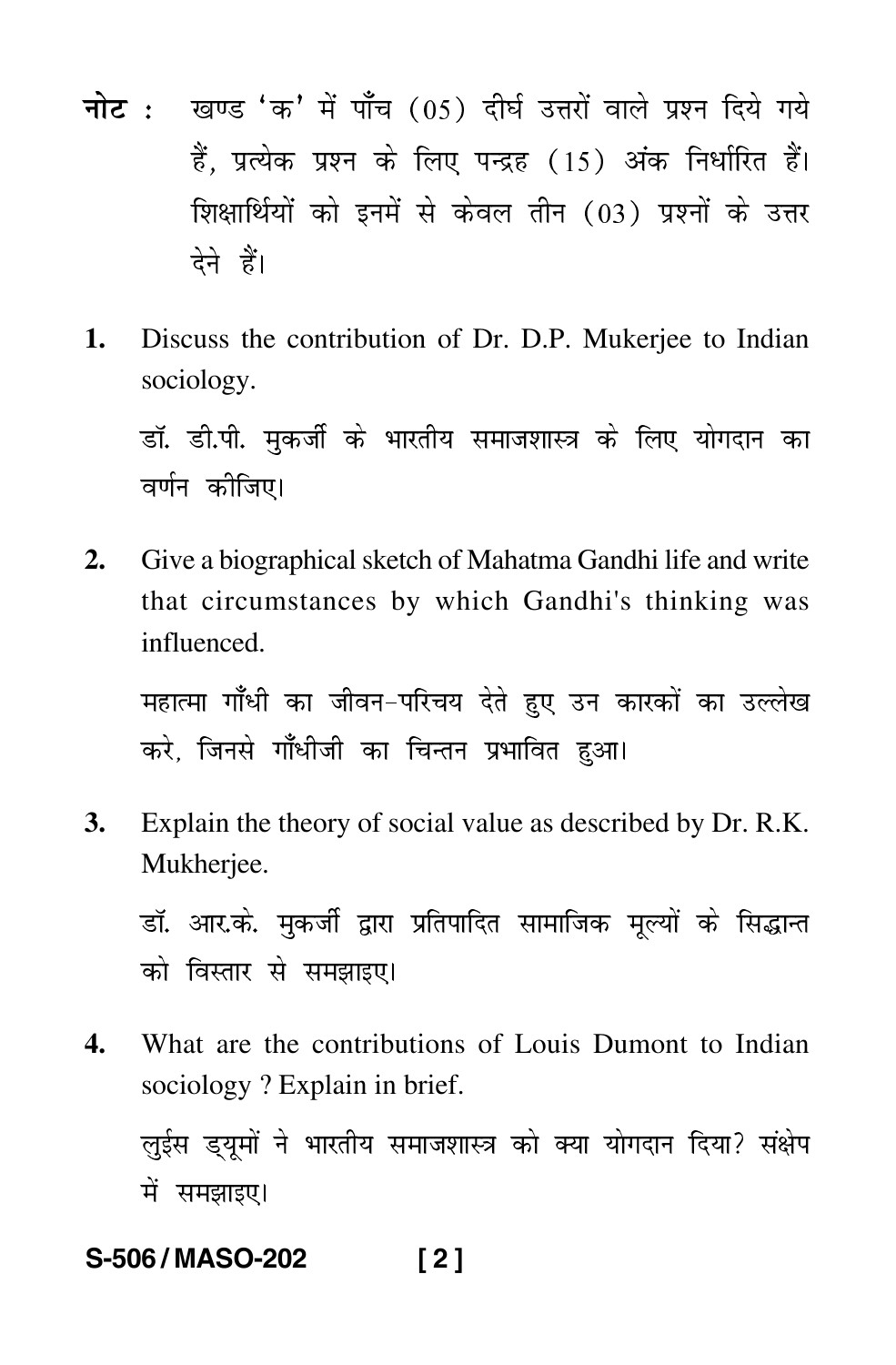**नोट :** खण्ड 'क' में पाँच (05) दीर्घ उत्तरों वाले प्रश्न दिये गये हैं, प्रत्येक प्रश्न के लिए पन्द्रह (15) अंक निर्धारित हैं। शिक्षार्थियों को इनमें से केवल तीन (03) प्रश्नों के उत्तर देने हैं।

1. Discuss the contribution of Dr. D.P. Mukerjee to Indian sociology.

   डॉ. डी.पी. मुकर्जी के भारतीय समाजशास्त्र के लिए योगदान का वर्णन कीजिए।

2. Give a biographical sketch of Mahatma Gandhi life and write that circumstances by which Gandhi's thinking was influenced.

   महात्मा गाँधी का जीवन-परिचय देते हुए उन कारकों का उल्लेख करे, जिनसे गाँधीजी का चिन्तन प्रभावित हुआ।

3. Explain the theory of social value as described by Dr. R.K. Mukherjee.

   डॉ. आर.के. मुकर्जी द्वारा प्रतिपादित सामाजिक मूल्यों के सिद्धान्त को विस्तार से समझाइए।

4. What are the contributions of Louis Dumont to Indian sociology ? Explain in brief.

   लुईस ड्यूमों ने भारतीय समाजशास्त्र को क्या योगदान दिया? संक्षेप में समझाइए।

S-506 / MASO-202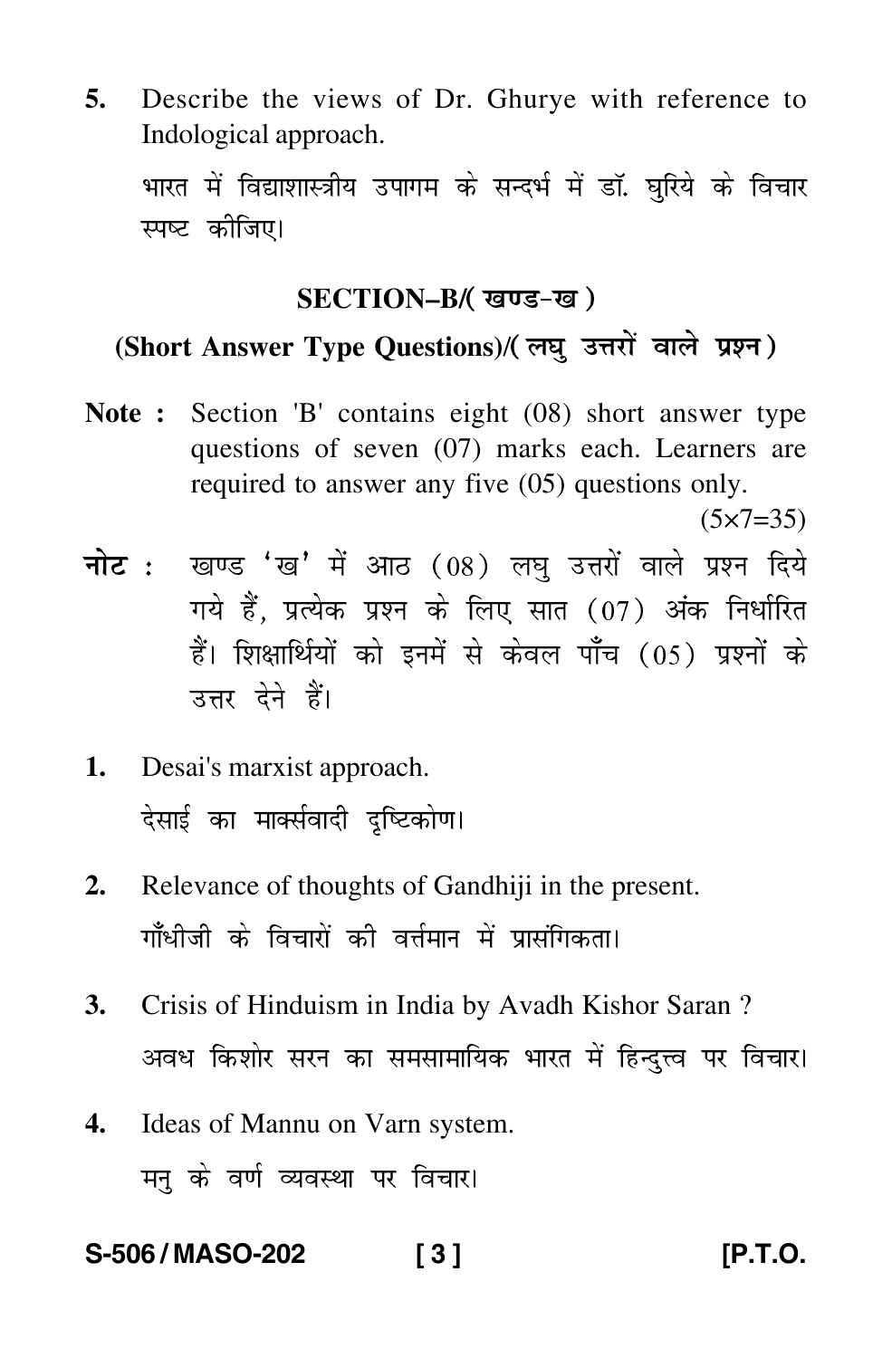5. Describe the views of Dr. Ghurye with reference to Indological approach.

   भारत में विद्याशास्त्रीय उपागम के सन्दर्भ में डॉ. घुरिये के विचार स्पष्ट कीजिए।

## SECTION–B/( खण्ड-ख )

### (Short Answer Type Questions)/( लघु उत्तरों वाले प्रश्न )

**Note :** Section 'B' contains eight (08) short answer type questions of seven (07) marks each. Learners are required to answer any five (05) questions only. (5×7=35)

**नोट :** खण्ड 'ख' में आठ (08) लघु उत्तरों वाले प्रश्न दिये गये हैं, प्रत्येक प्रश्न के लिए सात (07) अंक निर्धारित हैं। शिक्षार्थियों को इनमें से केवल पाँच (05) प्रश्नों के उत्तर देने हैं।

1. Desai's marxist approach.

   देसाई का मार्क्सवादी दृष्टिकोण।

2. Relevance of thoughts of Gandhiji in the present.

   गाँधीजी के विचारों की वर्त्तमान में प्रासंगिकता।

3. Crisis of Hinduism in India by Avadh Kishor Saran ?

   अवध किशोर सरन का समसामायिक भारत में हिन्दुत्त्व पर विचार।

4. Ideas of Mannu on Varn system.

   मनु के वर्ण व्यवस्था पर विचार।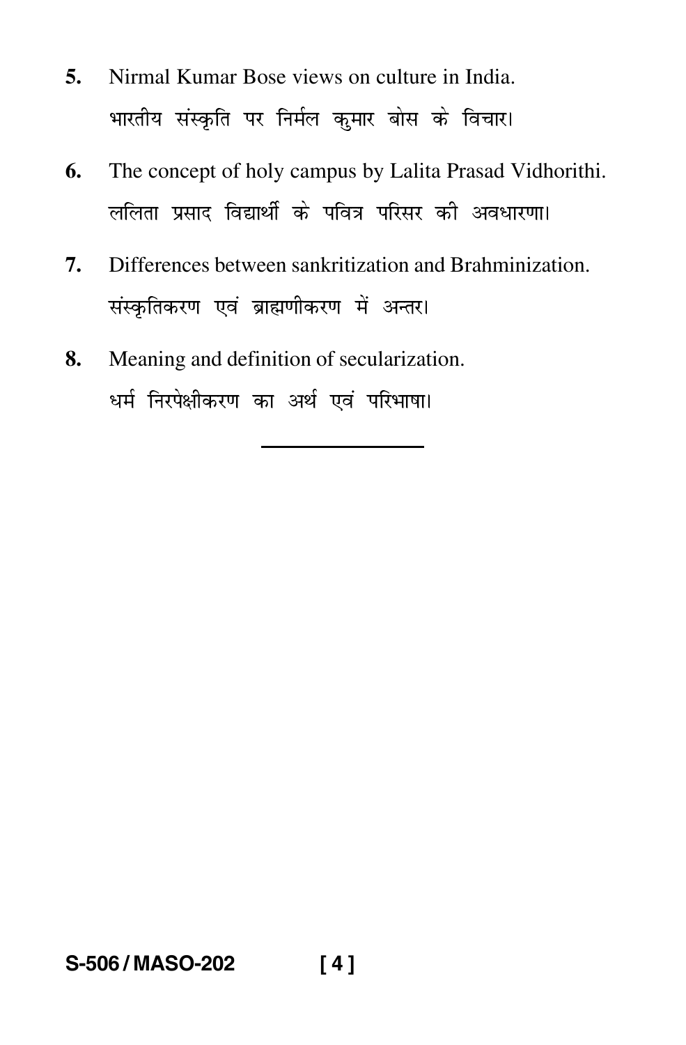5. Nirmal Kumar Bose views on culture in India.
   भारतीय संस्कृति पर निर्मल कुमार बोस के विचार।

6. The concept of holy campus by Lalita Prasad Vidhorithi.
   ललिता प्रसाद विद्यार्थी के पवित्र परिसर की अवधारणा।

7. Differences between sankritization and Brahminization.
   संस्कृतिकरण एवं ब्राह्मणीकरण में अन्तर।

8. Meaning and definition of secularization.
   धर्म निरपेक्षीकरण का अर्थ एवं परिभाषा।

---